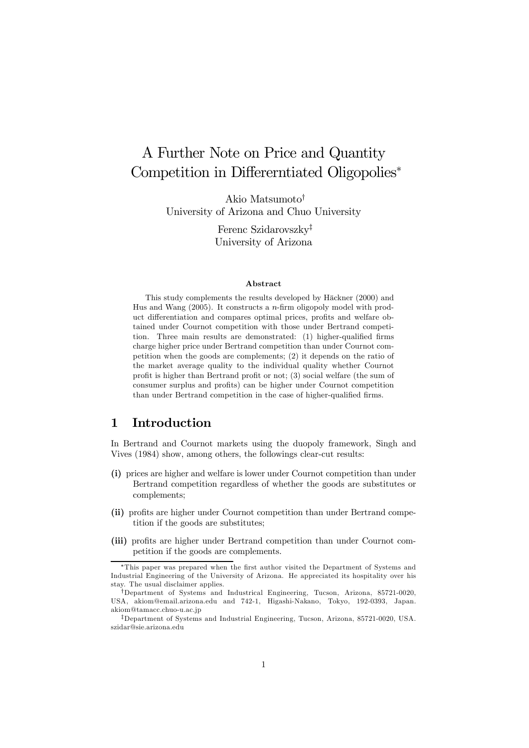# A Further Note on Price and Quantity Competition in Differerntiated Oligopolies*

Akio Matsumoto†
University of Arizona and Chuo University

Ferenc Szidarovszky‡
University of Arizona

### Abstract

This study complements the results developed by Häckner (2000) and Hus and Wang (2005). It constructs a $n$-firm oligopoly model with product differentiation and compares optimal prices, profits and welfare obtained under Cournot competition with those under Bertrand competition. Three main results are demonstrated: (1) higher-qualified firms charge higher price under Bertrand competition than under Cournot competition when the goods are complements; (2) it depends on the ratio of the market average quality to the individual quality whether Cournot profit is higher than Bertrand profit or not; (3) social welfare (the sum of consumer surplus and profits) can be higher under Cournot competition than under Bertrand competition in the case of higher-qualified firms.

## 1 Introduction

In Bertrand and Cournot markets using the duopoly framework, Singh and Vives (1984) show, among others, the followings clear-cut results:

**(i)** prices are higher and welfare is lower under Cournot competition than under Bertrand competition regardless of whether the goods are substitutes or complements;

**(ii)** profits are higher under Cournot competition than under Bertrand competition if the goods are substitutes;

**(iii)** profits are higher under Bertrand competition than under Cournot competition if the goods are complements.

---

*This paper was prepared when the first author visited the Department of Systems and Industrial Engineering of the University of Arizona. He appreciated its hospitality over his stay. The usual disclaimer applies.

†Department of Systems and Industrial Engineering, Tucson, Arizona, 85721-0020, USA, akiom@email.arizona.edu and 742-1, Higashi-Nakano, Tokyo, 192-0393, Japan. akiom@tamacc.chuo-u.ac.jp

‡Department of Systems and Industrial Engineering, Tucson, Arizona, 85721-0020, USA. szidar@sie.arizona.edu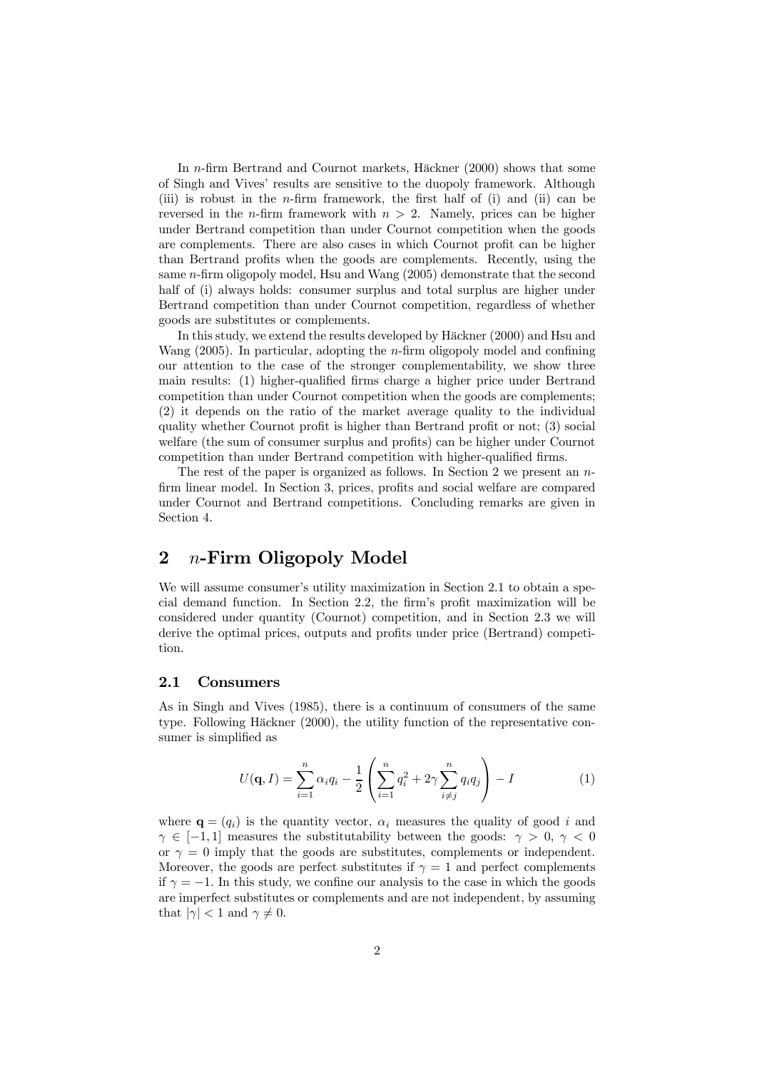In $n$-firm Bertrand and Cournot markets, Häckner (2000) shows that some of Singh and Vives' results are sensitive to the duopoly framework. Although (iii) is robust in the $n$-firm framework, the first half of (i) and (ii) can be reversed in the $n$-firm framework with $n > 2$. Namely, prices can be higher under Bertrand competition than under Cournot competition when the goods are complements. There are also cases in which Cournot profit can be higher than Bertrand profits when the goods are complements. Recently, using the same $n$-firm oligopoly model, Hsu and Wang (2005) demonstrate that the second half of (i) always holds: consumer surplus and total surplus are higher under Bertrand competition than under Cournot competition, regardless of whether goods are substitutes or complements.

In this study, we extend the results developed by Häckner (2000) and Hsu and Wang (2005). In particular, adopting the $n$-firm oligopoly model and confining our attention to the case of the stronger complementability, we show three main results: (1) higher-qualified firms charge a higher price under Bertrand competition than under Cournot competition when the goods are complements; (2) it depends on the ratio of the market average quality to the individual quality whether Cournot profit is higher than Bertrand profit or not; (3) social welfare (the sum of consumer surplus and profits) can be higher under Cournot competition than under Bertrand competition with higher-qualified firms.

The rest of the paper is organized as follows. In Section 2 we present an $n$-firm linear model. In Section 3, prices, profits and social welfare are compared under Cournot and Bertrand competitions. Concluding remarks are given in Section 4.

## 2 $n$-Firm Oligopoly Model

We will assume consumer's utility maximization in Section 2.1 to obtain a special demand function. In Section 2.2, the firm's profit maximization will be considered under quantity (Cournot) competition, and in Section 2.3 we will derive the optimal prices, outputs and profits under price (Bertrand) competition.

### 2.1 Consumers

As in Singh and Vives (1985), there is a continuum of consumers of the same type. Following Häckner (2000), the utility function of the representative consumer is simplified as

$$U(\mathbf{q}, I) = \sum_{i=1}^{n} \alpha_i q_i - \frac{1}{2}\left(\sum_{i=1}^{n} q_i^2 + 2\gamma \sum_{i \neq j}^{n} q_i q_j\right) - I \tag{1}$$

where $\mathbf{q} = (q_i)$ is the quantity vector, $\alpha_i$ measures the quality of good $i$ and $\gamma \in [-1, 1]$ measures the substitutability between the goods: $\gamma > 0$, $\gamma < 0$ or $\gamma = 0$ imply that the goods are substitutes, complements or independent. Moreover, the goods are perfect substitutes if $\gamma = 1$ and perfect complements if $\gamma = -1$. In this study, we confine our analysis to the case in which the goods are imperfect substitutes or complements and are not independent, by assuming that $|\gamma| < 1$ and $\gamma \neq 0$.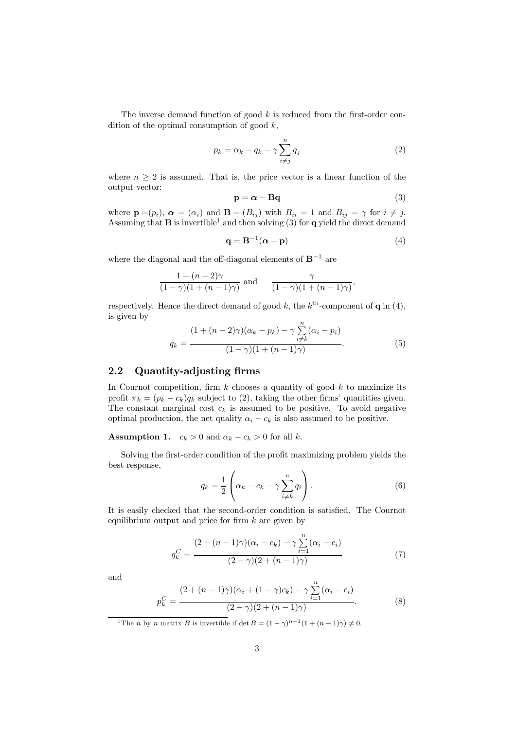The inverse demand function of good $k$ is reduced from the first-order condition of the optimal consumption of good $k$,

$$p_k = \alpha_k - q_k - \gamma \sum_{i \neq j}^{n} q_j \tag{2}$$

where $n \geq 2$ is assumed. That is, the price vector is a linear function of the output vector:

$$\mathbf{p} = \boldsymbol{\alpha} - \mathbf{B}\mathbf{q} \tag{3}$$

where $\mathbf{p} = (p_i)$, $\boldsymbol{\alpha} = (\alpha_i)$ and $\mathbf{B} = (B_{ij})$ with $B_{ii} = 1$ and $B_{ij} = \gamma$ for $i \neq j$. Assuming that $\mathbf{B}$ is invertible[1] and then solving (3) for $\mathbf{q}$ yield the direct demand

$$\mathbf{q} = \mathbf{B}^{-1}(\boldsymbol{\alpha} - \mathbf{p}) \tag{4}$$

where the diagonal and the off-diagonal elements of $\mathbf{B}^{-1}$ are

$$\frac{1 + (n-2)\gamma}{(1-\gamma)(1 + (n-1)\gamma)} \text{ and } -\frac{\gamma}{(1-\gamma)(1 + (n-1)\gamma)},$$

respectively. Hence the direct demand of good $k$, the $k^{\text{th}}$-component of $\mathbf{q}$ in (4), is given by

$$q_k = \frac{(1 + (n-2)\gamma)(\alpha_k - p_k) - \gamma \sum_{i \neq k}^{n} (\alpha_i - p_i)}{(1-\gamma)(1 + (n-1)\gamma)}. \tag{5}$$

## 2.2 Quantity-adjusting firms

In Cournot competition, firm $k$ chooses a quantity of good $k$ to maximize its profit $\pi_k = (p_k - c_k)q_k$ subject to (2), taking the other firms' quantities given. The constant marginal cost $c_k$ is assumed to be positive. To avoid negative optimal production, the net quality $\alpha_i - c_k$ is also assumed to be positive.

**Assumption 1.** $c_k > 0$ and $\alpha_k - c_k > 0$ for all $k$.

Solving the first-order condition of the profit maximizing problem yields the best response,

$$q_k = \frac{1}{2}\left(\alpha_k - c_k - \gamma \sum_{i \neq k}^{n} q_i\right). \tag{6}$$

It is easily checked that the second-order condition is satisfied. The Cournot equilibrium output and price for firm $k$ are given by

$$q_k^C = \frac{(2 + (n-1)\gamma)(\alpha_i - c_k) - \gamma \sum_{i=1}^{n} (\alpha_i - c_i)}{(2-\gamma)(2 + (n-1)\gamma)} \tag{7}$$

and

$$p_k^C = \frac{(2 + (n-1)\gamma)(\alpha_i + (1-\gamma)c_k) - \gamma \sum_{i=1}^{n} (\alpha_i - c_i)}{(2-\gamma)(2 + (n-1)\gamma)}. \tag{8}$$

[1] The $n$ by $n$ matrix $B$ is invertible if $\det B = (1-\gamma)^{n-1}(1 + (n-1)\gamma) \neq 0$.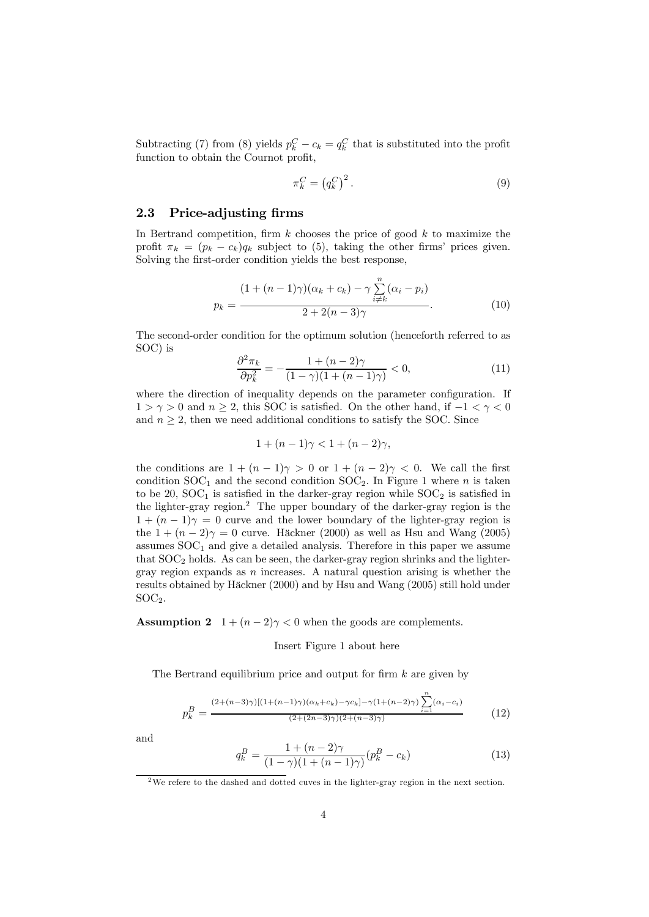Subtracting (7) from (8) yields $p_k^C - c_k = q_k^C$ that is substituted into the profit function to obtain the Cournot profit,

$$\pi_k^C = \left(q_k^C\right)^2. \tag{9}$$

## 2.3 Price-adjusting firms

In Bertrand competition, firm $k$ chooses the price of good $k$ to maximize the profit $\pi_k = (p_k - c_k)q_k$ subject to (5), taking the other firms' prices given. Solving the first-order condition yields the best response,

$$p_k = \frac{(1+(n-1)\gamma)(\alpha_k + c_k) - \gamma \sum_{i \neq k}^{n} (\alpha_i - p_i)}{2 + 2(n-3)\gamma}. \tag{10}$$

The second-order condition for the optimum solution (henceforth referred to as SOC) is

$$\frac{\partial^2 \pi_k}{\partial p_k^2} = -\frac{1+(n-2)\gamma}{(1-\gamma)(1+(n-1)\gamma)} < 0, \tag{11}$$

where the direction of inequality depends on the parameter configuration. If $1 > \gamma > 0$ and $n \geq 2$, this SOC is satisfied. On the other hand, if $-1 < \gamma < 0$ and $n \geq 2$, then we need additional conditions to satisfy the SOC. Since

$$1 + (n-1)\gamma < 1 + (n-2)\gamma,$$

the conditions are $1 + (n-1)\gamma > 0$ or $1 + (n-2)\gamma < 0$. We call the first condition $\text{SOC}_1$ and the second condition $\text{SOC}_2$. In Figure 1 where $n$ is taken to be 20, $\text{SOC}_1$ is satisfied in the darker-gray region while $\text{SOC}_2$ is satisfied in the lighter-gray region.[2] The upper boundary of the darker-gray region is the $1 + (n-1)\gamma = 0$ curve and the lower boundary of the lighter-gray region is the $1 + (n-2)\gamma = 0$ curve. Häckner (2000) as well as Hsu and Wang (2005) assumes $\text{SOC}_1$ and give a detailed analysis. Therefore in this paper we assume that $\text{SOC}_2$ holds. As can be seen, the darker-gray region shrinks and the lighter-gray region expands as $n$ increases. A natural question arising is whether the results obtained by Häckner (2000) and by Hsu and Wang (2005) still hold under $\text{SOC}_2$.

**Assumption 2** $1 + (n-2)\gamma < 0$ when the goods are complements.

Insert Figure 1 about here

The Bertrand equilibrium price and output for firm $k$ are given by

$$p_k^B = \frac{(2+(n-3)\gamma)[(1+(n-1)\gamma)(\alpha_k + c_k) - \gamma c_k] - \gamma(1+(n-2)\gamma)\sum_{i=1}^{n}(\alpha_i - c_i)}{(2+(2n-3)\gamma)(2+(n-3)\gamma)} \tag{12}$$

and

$$q_k^B = \frac{1+(n-2)\gamma}{(1-\gamma)(1+(n-1)\gamma)}(p_k^B - c_k) \tag{13}$$

[2] We refere to the dashed and dotted cuves in the lighter-gray region in the next section.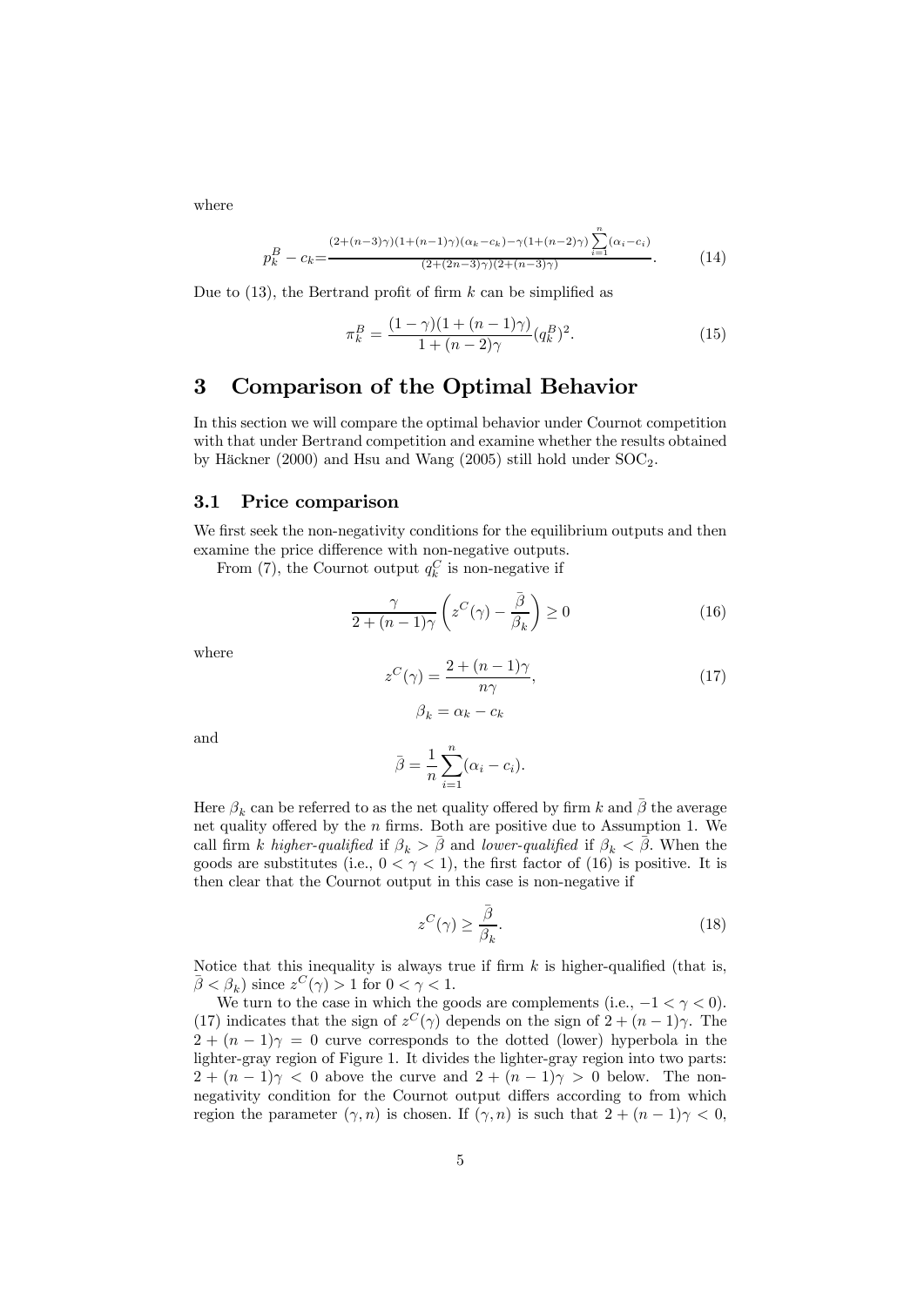where

$$p_k^B - c_k = \frac{(2+(n-3)\gamma)(1+(n-1)\gamma)(\alpha_k - c_k) - \gamma(1+(n-2)\gamma)\sum_{i=1}^{n}(\alpha_i - c_i)}{(2+(2n-3)\gamma)(2+(n-3)\gamma)}. \tag{14}$$

Due to (13), the Bertrand profit of firm $k$ can be simplified as

$$\pi_k^B = \frac{(1-\gamma)(1+(n-1)\gamma)}{1+(n-2)\gamma}(q_k^B)^2. \tag{15}$$

# 3 Comparison of the Optimal Behavior

In this section we will compare the optimal behavior under Cournot competition with that under Bertrand competition and examine whether the results obtained by Häckner (2000) and Hsu and Wang (2005) still hold under $\text{SOC}_2$.

## 3.1 Price comparison

We first seek the non-negativity conditions for the equilibrium outputs and then examine the price difference with non-negative outputs.

From (7), the Cournot output $q_k^C$ is non-negative if

$$\frac{\gamma}{2+(n-1)\gamma}\left(z^C(\gamma) - \frac{\bar{\beta}}{\beta_k}\right) \geq 0 \tag{16}$$

where

$$z^C(\gamma) = \frac{2+(n-1)\gamma}{n\gamma}, \tag{17}$$

$$\beta_k = \alpha_k - c_k$$

and

$$\bar{\beta} = \frac{1}{n}\sum_{i=1}^{n}(\alpha_i - c_i).$$

Here $\beta_k$ can be referred to as the net quality offered by firm $k$ and $\bar{\beta}$ the average net quality offered by the $n$ firms. Both are positive due to Assumption 1. We call firm $k$ *higher-qualified* if $\beta_k > \bar{\beta}$ and *lower-qualified* if $\beta_k < \bar{\beta}$. When the goods are substitutes (i.e., $0 < \gamma < 1$), the first factor of (16) is positive. It is then clear that the Cournot output in this case is non-negative if

$$z^C(\gamma) \geq \frac{\bar{\beta}}{\beta_k}. \tag{18}$$

Notice that this inequality is always true if firm $k$ is higher-qualified (that is, $\bar{\beta} < \beta_k$) since $z^C(\gamma) > 1$ for $0 < \gamma < 1$.

We turn to the case in which the goods are complements (i.e., $-1 < \gamma < 0$). (17) indicates that the sign of $z^C(\gamma)$ depends on the sign of $2+(n-1)\gamma$. The $2+(n-1)\gamma = 0$ curve corresponds to the dotted (lower) hyperbola in the lighter-gray region of Figure 1. It divides the lighter-gray region into two parts: $2+(n-1)\gamma < 0$ above the curve and $2+(n-1)\gamma > 0$ below. The non-negativity condition for the Cournot output differs according to from which region the parameter $(\gamma, n)$ is chosen. If $(\gamma, n)$ is such that $2+(n-1)\gamma < 0$,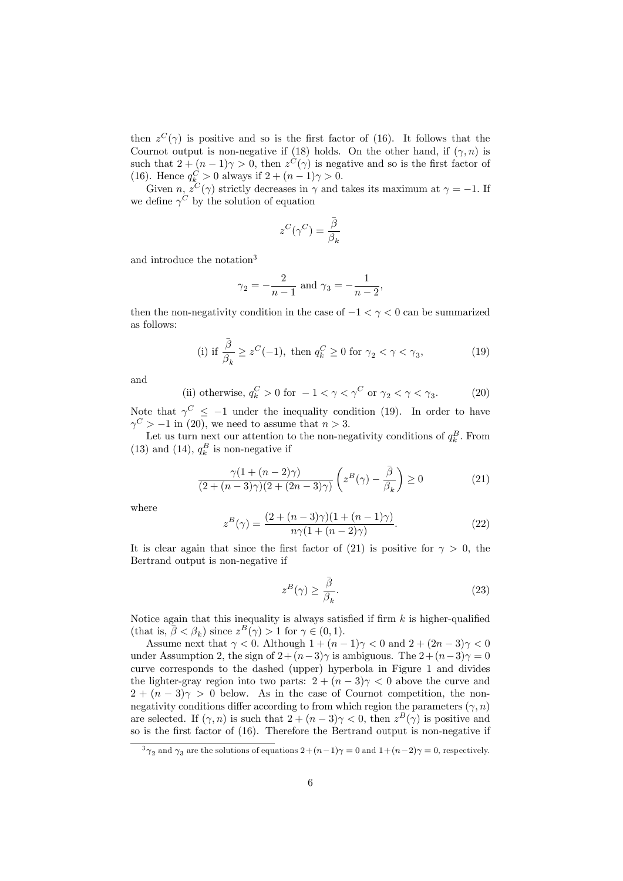then $z^C(\gamma)$ is positive and so is the first factor of (16). It follows that the Cournot output is non-negative if (18) holds. On the other hand, if $(\gamma, n)$ is such that $2 + (n-1)\gamma > 0$, then $z^C(\gamma)$ is negative and so is the first factor of (16). Hence $q_k^C > 0$ always if $2 + (n-1)\gamma > 0$.

Given $n$, $z^C(\gamma)$ strictly decreases in $\gamma$ and takes its maximum at $\gamma = -1$. If we define $\gamma^C$ by the solution of equation

$$z^C(\gamma^C) = \frac{\bar{\beta}}{\beta_k}$$

and introduce the notation[3]

$$\gamma_2 = -\frac{2}{n-1} \text{ and } \gamma_3 = -\frac{1}{n-2},$$

then the non-negativity condition in the case of $-1 < \gamma < 0$ can be summarized as follows:

$$\text{(i) if } \frac{\bar{\beta}}{\beta_k} \geq z^C(-1), \text{ then } q_k^C \geq 0 \text{ for } \gamma_2 < \gamma < \gamma_3, \tag{19}$$

and

$$\text{(ii) otherwise, } q_k^C > 0 \text{ for } -1 < \gamma < \gamma^C \text{ or } \gamma_2 < \gamma < \gamma_3. \tag{20}$$

Note that $\gamma^C \leq -1$ under the inequality condition (19). In order to have $\gamma^C > -1$ in (20), we need to assume that $n > 3$.

Let us turn next our attention to the non-negativity conditions of $q_k^B$. From (13) and (14), $q_k^B$ is non-negative if

$$\frac{\gamma(1+(n-2)\gamma)}{(2+(n-3)\gamma)(2+(2n-3)\gamma)} \left( z^B(\gamma) - \frac{\bar{\beta}}{\beta_k} \right) \geq 0 \tag{21}$$

where

$$z^B(\gamma) = \frac{(2+(n-3)\gamma)(1+(n-1)\gamma)}{n\gamma(1+(n-2)\gamma)}. \tag{22}$$

It is clear again that since the first factor of (21) is positive for $\gamma > 0$, the Bertrand output is non-negative if

$$z^B(\gamma) \geq \frac{\bar{\beta}}{\beta_k}. \tag{23}$$

Notice again that this inequality is always satisfied if firm $k$ is higher-qualified (that is, $\bar{\beta} < \beta_k$) since $z^B(\gamma) > 1$ for $\gamma \in (0, 1)$.

Assume next that $\gamma < 0$. Although $1 + (n-1)\gamma < 0$ and $2 + (2n-3)\gamma < 0$ under Assumption 2, the sign of $2+(n-3)\gamma$ is ambiguous. The $2+(n-3)\gamma = 0$ curve corresponds to the dashed (upper) hyperbola in Figure 1 and divides the lighter-gray region into two parts: $2 + (n-3)\gamma < 0$ above the curve and $2 + (n-3)\gamma > 0$ below. As in the case of Cournot competition, the non-negativity conditions differ according to from which region the parameters $(\gamma, n)$ are selected. If $(\gamma, n)$ is such that $2 + (n-3)\gamma < 0$, then $z^B(\gamma)$ is positive and so is the first factor of (16). Therefore the Bertrand output is non-negative if

[3] $\gamma_2$ and $\gamma_3$ are the solutions of equations $2+(n-1)\gamma = 0$ and $1+(n-2)\gamma = 0$, respectively.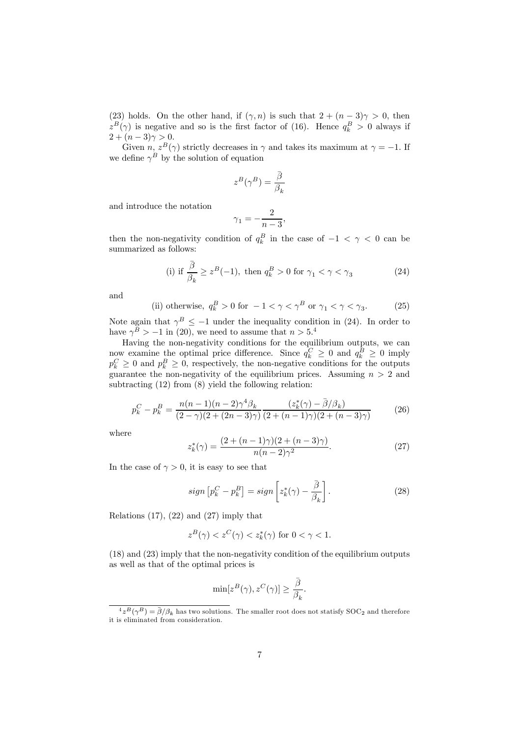(23) holds. On the other hand, if $(\gamma, n)$ is such that $2 + (n-3)\gamma > 0$, then $z^B(\gamma)$ is negative and so is the first factor of (16). Hence $q_k^B > 0$ always if $2 + (n-3)\gamma > 0$.

Given $n$, $z^B(\gamma)$ strictly decreases in $\gamma$ and takes its maximum at $\gamma = -1$. If we define $\gamma^B$ by the solution of equation

$$z^B(\gamma^B) = \frac{\bar{\beta}}{\beta_k}$$

and introduce the notation

$$\gamma_1 = -\frac{2}{n-3},$$

then the non-negativity condition of $q_k^B$ in the case of $-1 < \gamma < 0$ can be summarized as follows:

$$\text{(i) if } \frac{\bar{\beta}}{\beta_k} \geq z^B(-1), \text{ then } q_k^B > 0 \text{ for } \gamma_1 < \gamma < \gamma_3 \tag{24}$$

and

$$\text{(ii) otherwise, } q_k^B > 0 \text{ for } -1 < \gamma < \gamma^B \text{ or } \gamma_1 < \gamma < \gamma_3. \tag{25}$$

Note again that $\gamma^B \leq -1$ under the inequality condition in (24). In order to have $\gamma^B > -1$ in (20), we need to assume that $n > 5$.[4]

Having the non-negativity conditions for the equilibrium outputs, we can now examine the optimal price difference. Since $q_k^C \geq 0$ and $q_k^B \geq 0$ imply $p_k^C \geq 0$ and $p_k^B \geq 0$, respectively, the non-negative conditions for the outputs guarantee the non-negativity of the equilibrium prices. Assuming $n > 2$ and subtracting (12) from (8) yield the following relation:

$$p_k^C - p_k^B = \frac{n(n-1)(n-2)\gamma^4\beta_k}{(2-\gamma)(2+(2n-3)\gamma)} \frac{(z_k^*(\gamma) - \bar{\beta}/\beta_k)}{(2+(n-1)\gamma)(2+(n-3)\gamma)} \tag{26}$$

where

$$z_k^*(\gamma) = \frac{(2+(n-1)\gamma)(2+(n-3)\gamma)}{n(n-2)\gamma^2}. \tag{27}$$

In the case of $\gamma > 0$, it is easy to see that

$$sign\left[p_k^C - p_k^B\right] = sign\left[z_k^*(\gamma) - \frac{\bar{\beta}}{\beta_k}\right]. \tag{28}$$

Relations (17), (22) and (27) imply that

$$z^B(\gamma) < z^C(\gamma) < z_k^*(\gamma) \text{ for } 0 < \gamma < 1.$$

(18) and (23) imply that the non-negativity condition of the equilibrium outputs as well as that of the optimal prices is

$$\min[z^B(\gamma), z^C(\gamma)] \geq \frac{\bar{\beta}}{\beta_k}.$$

[4] $z^B(\gamma^B) = \bar{\beta}/\beta_k$ has two solutions. The smaller root does not statisfy $\text{SOC}_2$ and therefore it is eliminated from consideration.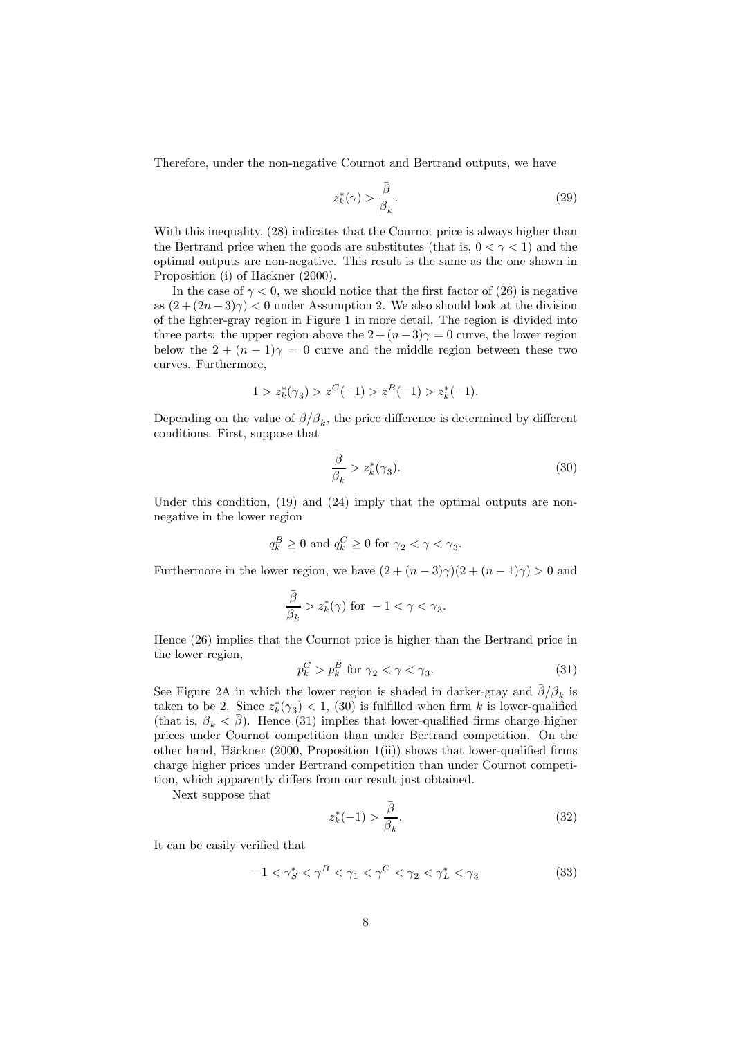Therefore, under the non-negative Cournot and Bertrand outputs, we have

$$z_k^*(\gamma) > \frac{\bar{\beta}}{\beta_k}. \tag{29}$$

With this inequality, (28) indicates that the Cournot price is always higher than the Bertrand price when the goods are substitutes (that is, $0 < \gamma < 1$) and the optimal outputs are non-negative. This result is the same as the one shown in Proposition (i) of Häckner (2000).

In the case of $\gamma < 0$, we should notice that the first factor of (26) is negative as $(2+(2n-3)\gamma) < 0$ under Assumption 2. We also should look at the division of the lighter-gray region in Figure 1 in more detail. The region is divided into three parts: the upper region above the $2+(n-3)\gamma = 0$ curve, the lower region below the $2+(n-1)\gamma = 0$ curve and the middle region between these two curves. Furthermore,

$$1 > z_k^*(\gamma_3) > z^C(-1) > z^B(-1) > z_k^*(-1).$$

Depending on the value of $\bar{\beta}/\beta_k$, the price difference is determined by different conditions. First, suppose that

$$\frac{\bar{\beta}}{\beta_k} > z_k^*(\gamma_3). \tag{30}$$

Under this condition, (19) and (24) imply that the optimal outputs are non-negative in the lower region

$$q_k^B \geq 0 \text{ and } q_k^C \geq 0 \text{ for } \gamma_2 < \gamma < \gamma_3.$$

Furthermore in the lower region, we have $(2+(n-3)\gamma)(2+(n-1)\gamma) > 0$ and

$$\frac{\bar{\beta}}{\beta_k} > z_k^*(\gamma) \text{ for } -1 < \gamma < \gamma_3.$$

Hence (26) implies that the Cournot price is higher than the Bertrand price in the lower region,

$$p_k^C > p_k^B \text{ for } \gamma_2 < \gamma < \gamma_3. \tag{31}$$

See Figure 2A in which the lower region is shaded in darker-gray and $\bar{\beta}/\beta_k$ is taken to be 2. Since $z_k^*(\gamma_3) < 1$, (30) is fulfilled when firm $k$ is lower-qualified (that is, $\beta_k < \bar{\beta}$). Hence (31) implies that lower-qualified firms charge higher prices under Cournot competition than under Bertrand competition. On the other hand, Häckner (2000, Proposition 1(ii)) shows that lower-qualified firms charge higher prices under Bertrand competition than under Cournot competition, which apparently differs from our result just obtained.

Next suppose that

$$z_k^*(-1) > \frac{\bar{\beta}}{\beta_k}. \tag{32}$$

It can be easily verified that

$$-1 < \gamma_S^* < \gamma^B < \gamma_1 < \gamma^C < \gamma_2 < \gamma_L^* < \gamma_3 \tag{33}$$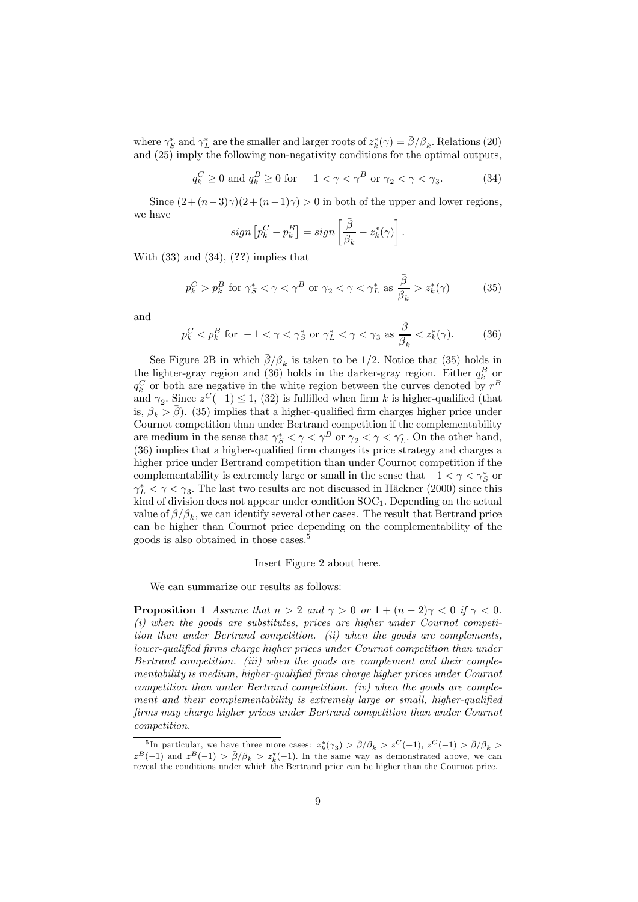where $\gamma_S^*$ and $\gamma_L^*$ are the smaller and larger roots of $z_k^*(\gamma) = \bar{\beta}/\beta_k$. Relations (20) and (25) imply the following non-negativity conditions for the optimal outputs,

$$q_k^C \geq 0 \text{ and } q_k^B \geq 0 \text{ for } -1 < \gamma < \gamma^B \text{ or } \gamma_2 < \gamma < \gamma_3. \tag{34}$$

Since $(2+(n-3)\gamma)(2+(n-1)\gamma) > 0$ in both of the upper and lower regions, we have

$$sign\left[p_k^C - p_k^B\right] = sign\left[\frac{\bar{\beta}}{\beta_k} - z_k^*(\gamma)\right].$$

With (33) and (34), (**??**) implies that

$$p_k^C > p_k^B \text{ for } \gamma_S^* < \gamma < \gamma^B \text{ or } \gamma_2 < \gamma < \gamma_L^* \text{ as } \frac{\bar{\beta}}{\beta_k} > z_k^*(\gamma) \tag{35}$$

and

$$p_k^C < p_k^B \text{ for } -1 < \gamma < \gamma_S^* \text{ or } \gamma_L^* < \gamma < \gamma_3 \text{ as } \frac{\bar{\beta}}{\beta_k} < z_k^*(\gamma). \tag{36}$$

See Figure 2B in which $\bar{\beta}/\beta_k$ is taken to be 1/2. Notice that (35) holds in the lighter-gray region and (36) holds in the darker-gray region. Either $q_k^B$ or $q_k^C$ or both are negative in the white region between the curves denoted by $r^B$ and $\gamma_2$. Since $z^C(-1) \leq 1$, (32) is fulfilled when firm $k$ is higher-qualified (that is, $\beta_k > \bar{\beta}$). (35) implies that a higher-qualified firm charges higher price under Cournot competition than under Bertrand competition if the complementability are medium in the sense that $\gamma_S^* < \gamma < \gamma^B$ or $\gamma_2 < \gamma < \gamma_L^*$. On the other hand, (36) implies that a higher-qualified firm changes its price strategy and charges a higher price under Bertrand competition than under Cournot competition if the complementability is extremely large or small in the sense that $-1 < \gamma < \gamma_S^*$ or $\gamma_L^* < \gamma < \gamma_3$. The last two results are not discussed in Häckner (2000) since this kind of division does not appear under condition SOC$_1$. Depending on the actual value of $\bar{\beta}/\beta_k$, we can identify several other cases. The result that Bertrand price can be higher than Cournot price depending on the complementability of the goods is also obtained in those cases.[5]

Insert Figure 2 about here.

We can summarize our results as follows:

**Proposition 1** *Assume that $n > 2$ and $\gamma > 0$ or $1 + (n-2)\gamma < 0$ if $\gamma < 0$. (i) when the goods are substitutes, prices are higher under Cournot competition than under Bertrand competition. (ii) when the goods are complements, lower-qualified firms charge higher prices under Cournot competition than under Bertrand competition. (iii) when the goods are complement and their complementability is medium, higher-qualified firms charge higher prices under Cournot competition than under Bertrand competition. (iv) when the goods are complement and their complementability is extremely large or small, higher-qualified firms may charge higher prices under Bertrand competition than under Cournot competition.*

[5] In particular, we have three more cases: $z_k^*(\gamma_3) > \bar{\beta}/\beta_k > z^C(-1)$, $z^C(-1) > \bar{\beta}/\beta_k > z^B(-1)$ and $z^B(-1) > \bar{\beta}/\beta_k > z_k^*(-1)$. In the same way as demonstrated above, we can reveal the conditions under which the Bertrand price can be higher than the Cournot price.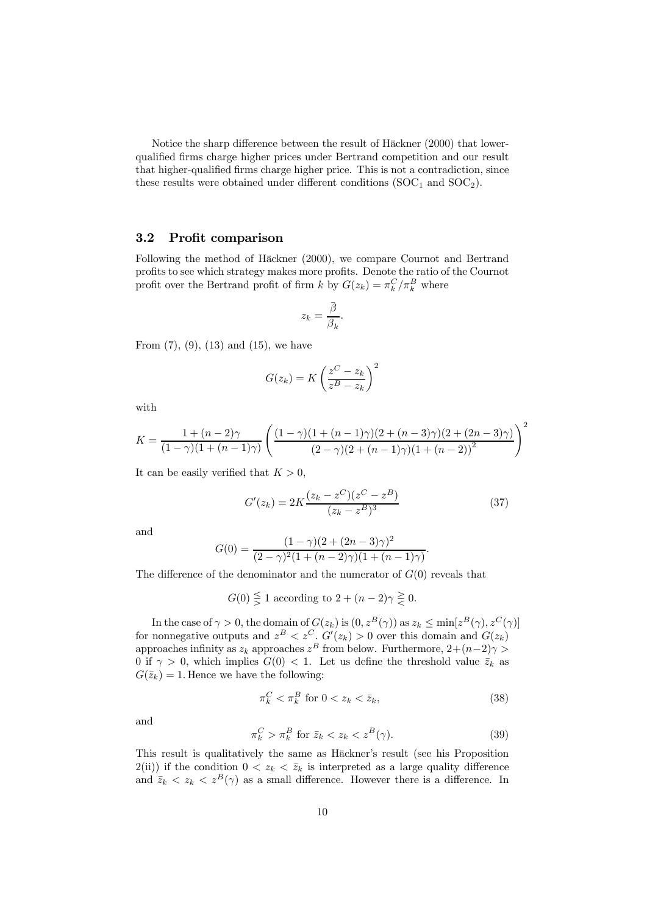Notice the sharp difference between the result of Häckner (2000) that lower-qualified firms charge higher prices under Bertrand competition and our result that higher-qualified firms charge higher price. This is not a contradiction, since these results were obtained under different conditions ($\mathrm{SOC}_1$ and $\mathrm{SOC}_2$).

### 3.2 Profit comparison

Following the method of Häckner (2000), we compare Cournot and Bertrand profits to see which strategy makes more profits. Denote the ratio of the Cournot profit over the Bertrand profit of firm $k$ by $G(z_k) = \pi_k^C/\pi_k^B$ where

$$z_k = \frac{\bar{\beta}}{\beta_k}.$$

From (7), (9), (13) and (15), we have

$$G(z_k) = K\left(\frac{z^C - z_k}{z^B - z_k}\right)^2$$

with

$$K = \frac{1+(n-2)\gamma}{(1-\gamma)(1+(n-1)\gamma)}\left(\frac{(1-\gamma)(1+(n-1)\gamma)(2+(n-3)\gamma)(2+(2n-3)\gamma)}{(2-\gamma)(2+(n-1)\gamma)(1+(n-2))^2}\right)^2$$

It can be easily verified that $K > 0$,

$$G'(z_k) = 2K\frac{(z_k - z^C)(z^C - z^B)}{(z_k - z^B)^3} \tag{37}$$

and

$$G(0) = \frac{(1-\gamma)(2+(2n-3)\gamma)^2}{(2-\gamma)^2(1+(n-2)\gamma)(1+(n-1)\gamma)}.$$

The difference of the denominator and the numerator of $G(0)$ reveals that

$$G(0) \lesseqqgtr 1 \text{ according to } 2+(n-2)\gamma \gtreqqless 0.$$

In the case of $\gamma > 0$, the domain of $G(z_k)$ is $(0, z^B(\gamma))$ as $z_k \leq \min[z^B(\gamma), z^C(\gamma)]$ for nonnegative outputs and $z^B < z^C$. $G'(z_k) > 0$ over this domain and $G(z_k)$ approaches infinity as $z_k$ approaches $z^B$ from below. Furthermore, $2+(n-2)\gamma > 0$ if $\gamma > 0$, which implies $G(0) < 1$. Let us define the threshold value $\bar{z}_k$ as $G(\bar{z}_k) = 1$. Hence we have the following:

$$\pi_k^C < \pi_k^B \text{ for } 0 < z_k < \bar{z}_k, \tag{38}$$

and

$$\pi_k^C > \pi_k^B \text{ for } \bar{z}_k < z_k < z^B(\gamma). \tag{39}$$

This result is qualitatively the same as Häckner's result (see his Proposition 2(ii)) if the condition $0 < z_k < \bar{z}_k$ is interpreted as a large quality difference and $\bar{z}_k < z_k < z^B(\gamma)$ as a small difference. However there is a difference. In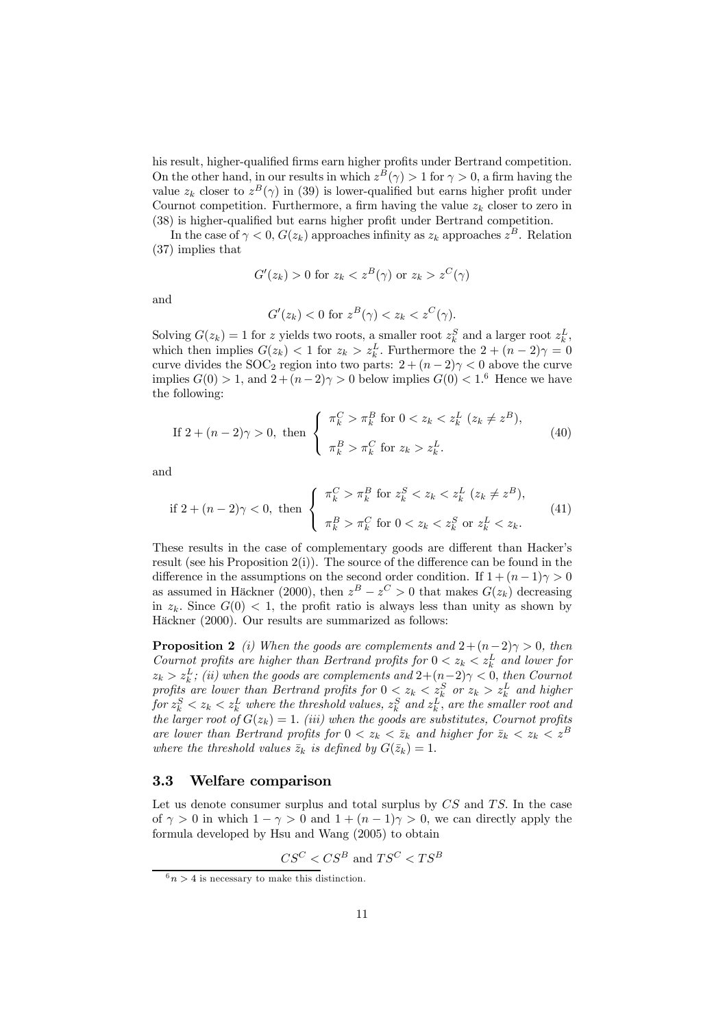his result, higher-qualified firms earn higher profits under Bertrand competition. On the other hand, in our results in which $z^B(\gamma) > 1$ for $\gamma > 0$, a firm having the value $z_k$ closer to $z^B(\gamma)$ in (39) is lower-qualified but earns higher profit under Cournot competition. Furthermore, a firm having the value $z_k$ closer to zero in (38) is higher-qualified but earns higher profit under Bertrand competition.

In the case of $\gamma < 0$, $G(z_k)$ approaches infinity as $z_k$ approaches $z^B$. Relation (37) implies that

$$G'(z_k) > 0 \text{ for } z_k < z^B(\gamma) \text{ or } z_k > z^C(\gamma)$$

and

$$G'(z_k) < 0 \text{ for } z^B(\gamma) < z_k < z^C(\gamma).$$

Solving $G(z_k) = 1$ for $z$ yields two roots, a smaller root $z_k^S$ and a larger root $z_k^L$, which then implies $G(z_k) < 1$ for $z_k > z_k^L$. Furthermore the $2 + (n-2)\gamma = 0$ curve divides the $\text{SOC}_2$ region into two parts: $2 + (n-2)\gamma < 0$ above the curve implies $G(0) > 1$, and $2 + (n-2)\gamma > 0$ below implies $G(0) < 1$.[6] Hence we have the following:

$$\text{If } 2 + (n-2)\gamma > 0, \text{ then } \begin{cases} \pi_k^C > \pi_k^B \text{ for } 0 < z_k < z_k^L \ (z_k \neq z^B), \\ \pi_k^B > \pi_k^C \text{ for } z_k > z_k^L. \end{cases} \tag{40}$$

and

$$\text{if } 2 + (n-2)\gamma < 0, \text{ then } \begin{cases} \pi_k^C > \pi_k^B \text{ for } z_k^S < z_k < z_k^L \ (z_k \neq z^B), \\ \pi_k^B > \pi_k^C \text{ for } 0 < z_k < z_k^S \text{ or } z_k^L < z_k. \end{cases} \tag{41}$$

These results in the case of complementary goods are different than Hacker's result (see his Proposition 2(i)). The source of the difference can be found in the difference in the assumptions on the second order condition. If $1 + (n-1)\gamma > 0$ as assumed in Häckner (2000), then $z^B - z^C > 0$ that makes $G(z_k)$ decreasing in $z_k$. Since $G(0) < 1$, the profit ratio is always less than unity as shown by Häckner (2000). Our results are summarized as follows:

**Proposition 2** *(i) When the goods are complements and $2+(n-2)\gamma > 0$, then Cournot profits are higher than Bertrand profits for $0 < z_k < z_k^L$ and lower for $z_k > z_k^L$; (ii) when the goods are complements and $2+(n-2)\gamma < 0$, then Cournot profits are lower than Bertrand profits for $0 < z_k < z_k^S$ or $z_k > z_k^L$ and higher for $z_k^S < z_k < z_k^L$ where the threshold values, $z_k^S$ and $z_k^L$, are the smaller root and the larger root of $G(z_k) = 1$. (iii) when the goods are substitutes, Cournot profits are lower than Bertrand profits for $0 < z_k < \bar{z}_k$ and higher for $\bar{z}_k < z_k < z^B$ where the threshold values $\bar{z}_k$ is defined by $G(\bar{z}_k) = 1$.*

### 3.3 Welfare comparison

Let us denote consumer surplus and total surplus by $CS$ and $TS$. In the case of $\gamma > 0$ in which $1 - \gamma > 0$ and $1 + (n-1)\gamma > 0$, we can directly apply the formula developed by Hsu and Wang (2005) to obtain

$$CS^C < CS^B \text{ and } TS^C < TS^B$$

[6] $n > 4$ is necessary to make this distinction.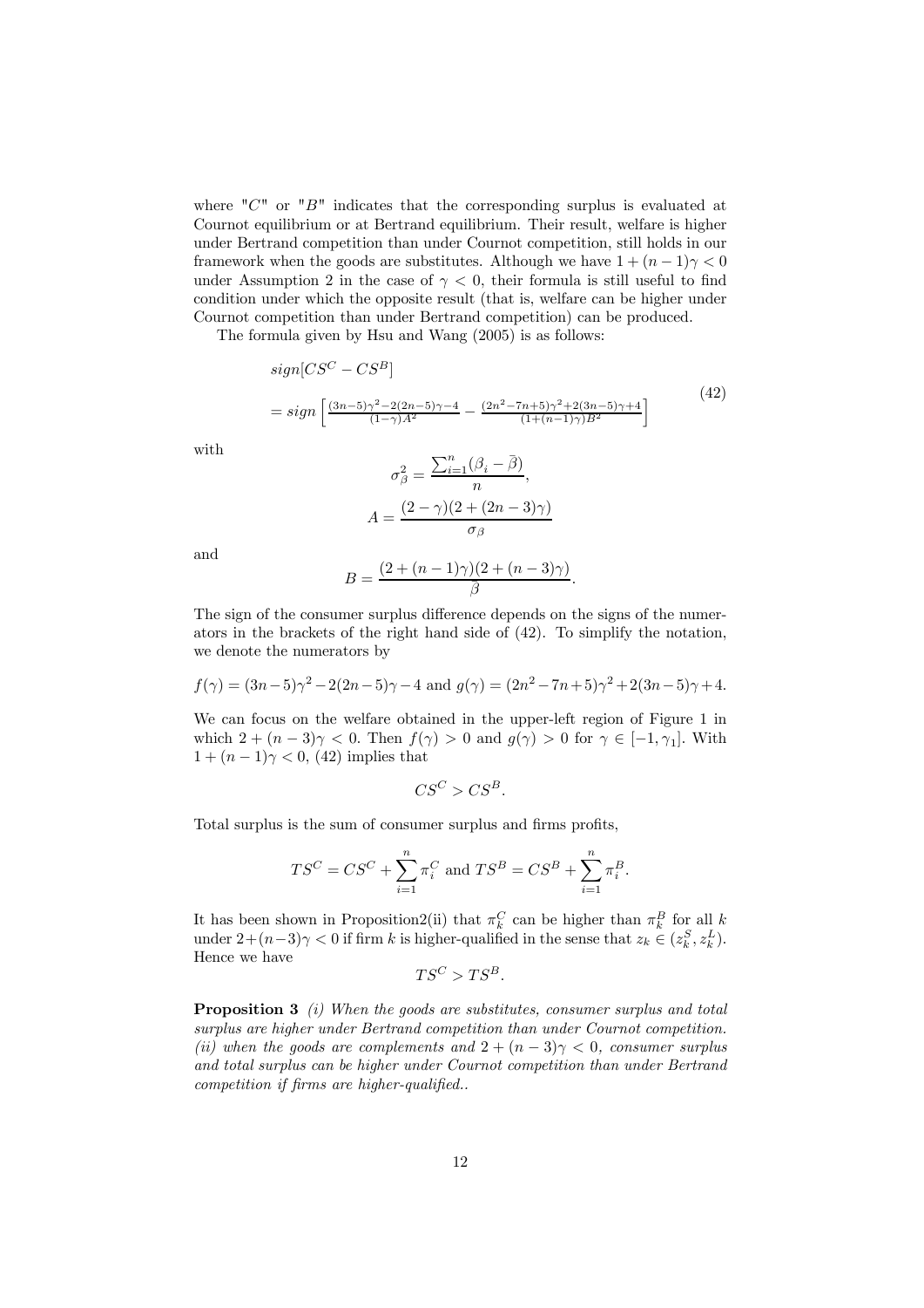where "$C$" or "$B$" indicates that the corresponding surplus is evaluated at Cournot equilibrium or at Bertrand equilibrium. Their result, welfare is higher under Bertrand competition than under Cournot competition, still holds in our framework when the goods are substitutes. Although we have $1 + (n-1)\gamma < 0$ under Assumption 2 in the case of $\gamma < 0$, their formula is still useful to find condition under which the opposite result (that is, welfare can be higher under Cournot competition than under Bertrand competition) can be produced.

The formula given by Hsu and Wang (2005) is as follows:

$$
\begin{aligned}
& sign[CS^C - CS^B] \\
& = sign\left[\frac{(3n-5)\gamma^2 - 2(2n-5)\gamma - 4}{(1-\gamma)A^2} - \frac{(2n^2-7n+5)\gamma^2 + 2(3n-5)\gamma + 4}{(1+(n-1)\gamma)B^2}\right]
\end{aligned}
\tag{42}
$$

with

$$
\sigma_\beta^2 = \frac{\sum_{i=1}^n (\beta_i - \bar{\beta})}{n},
$$

$$
A = \frac{(2-\gamma)(2+(2n-3)\gamma)}{\sigma_\beta}
$$

and

$$
B = \frac{(2+(n-1)\gamma)(2+(n-3)\gamma)}{\bar{\beta}}.
$$

The sign of the consumer surplus difference depends on the signs of the numerators in the brackets of the right hand side of (42). To simplify the notation, we denote the numerators by

$$
f(\gamma) = (3n-5)\gamma^2 - 2(2n-5)\gamma - 4 \text{ and } g(\gamma) = (2n^2-7n+5)\gamma^2 + 2(3n-5)\gamma + 4.
$$

We can focus on the welfare obtained in the upper-left region of Figure 1 in which $2 + (n-3)\gamma < 0$. Then $f(\gamma) > 0$ and $g(\gamma) > 0$ for $\gamma \in [-1, \gamma_1]$. With $1 + (n-1)\gamma < 0$, (42) implies that

$$
CS^C > CS^B.
$$

Total surplus is the sum of consumer surplus and firms profits,

$$
TS^C = CS^C + \sum_{i=1}^n \pi_i^C \text{ and } TS^B = CS^B + \sum_{i=1}^n \pi_i^B.
$$

It has been shown in Proposition2(ii) that $\pi_k^C$ can be higher than $\pi_k^B$ for all $k$ under $2+(n-3)\gamma < 0$ if firm $k$ is higher-qualified in the sense that $z_k \in (z_k^S, z_k^L)$. Hence we have

$$
TS^C > TS^B.
$$

**Proposition 3** *(i) When the goods are substitutes, consumer surplus and total surplus are higher under Bertrand competition than under Cournot competition. (ii) when the goods are complements and $2 + (n-3)\gamma < 0$, consumer surplus and total surplus can be higher under Cournot competition than under Bertrand competition if firms are higher-qualified..*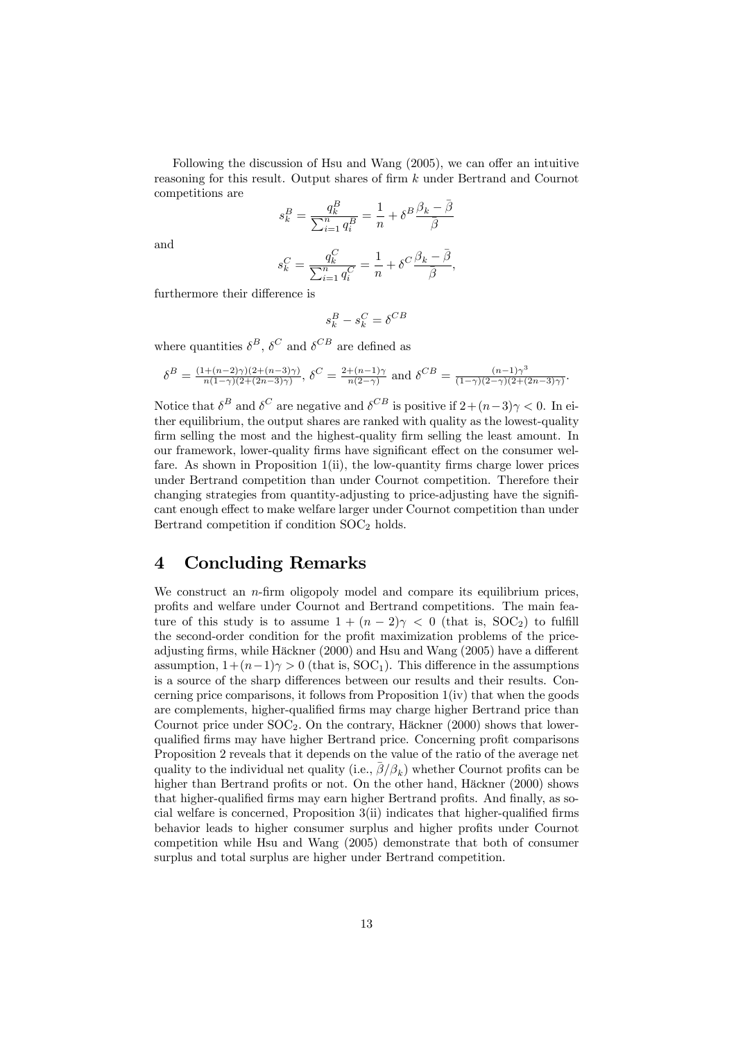Following the discussion of Hsu and Wang (2005), we can offer an intuitive reasoning for this result. Output shares of firm $k$ under Bertrand and Cournot competitions are

$$s_k^B = \frac{q_k^B}{\sum_{i=1}^n q_i^B} = \frac{1}{n} + \delta^B \frac{\beta_k - \bar{\beta}}{\bar{\beta}}$$

and

$$s_k^C = \frac{q_k^C}{\sum_{i=1}^n q_i^C} = \frac{1}{n} + \delta^C \frac{\beta_k - \bar{\beta}}{\bar{\beta}},$$

furthermore their difference is

$$s_k^B - s_k^C = \delta^{CB}$$

where quantities $\delta^B$, $\delta^C$ and $\delta^{CB}$ are defined as

$$\delta^B = \frac{(1+(n-2)\gamma)(2+(n-3)\gamma)}{n(1-\gamma)(2+(2n-3)\gamma)},\ \delta^C = \frac{2+(n-1)\gamma}{n(2-\gamma)} \text{ and } \delta^{CB} = \frac{(n-1)\gamma^3}{(1-\gamma)(2-\gamma)(2+(2n-3)\gamma)}.$$

Notice that $\delta^B$ and $\delta^C$ are negative and $\delta^{CB}$ is positive if $2+(n-3)\gamma < 0$. In either equilibrium, the output shares are ranked with quality as the lowest-quality firm selling the most and the highest-quality firm selling the least amount. In our framework, lower-quality firms have significant effect on the consumer welfare. As shown in Proposition 1(ii), the low-quantity firms charge lower prices under Bertrand competition than under Cournot competition. Therefore their changing strategies from quantity-adjusting to price-adjusting have the significant enough effect to make welfare larger under Cournot competition than under Bertrand competition if condition $\text{SOC}_2$ holds.

# 4 Concluding Remarks

We construct an $n$-firm oligopoly model and compare its equilibrium prices, profits and welfare under Cournot and Bertrand competitions. The main feature of this study is to assume $1 + (n-2)\gamma < 0$ (that is, $\text{SOC}_2$) to fulfill the second-order condition for the profit maximization problems of the price-adjusting firms, while Häckner (2000) and Hsu and Wang (2005) have a different assumption, $1+(n-1)\gamma > 0$ (that is, $\text{SOC}_1$). This difference in the assumptions is a source of the sharp differences between our results and their results. Concerning price comparisons, it follows from Proposition 1(iv) that when the goods are complements, higher-qualified firms may charge higher Bertrand price than Cournot price under $\text{SOC}_2$. On the contrary, Häckner (2000) shows that lower-qualified firms may have higher Bertrand price. Concerning profit comparisons Proposition 2 reveals that it depends on the value of the ratio of the average net quality to the individual net quality (i.e., $\bar{\beta}/\beta_k$) whether Cournot profits can be higher than Bertrand profits or not. On the other hand, Häckner (2000) shows that higher-qualified firms may earn higher Bertrand profits. And finally, as social welfare is concerned, Proposition 3(ii) indicates that higher-qualified firms behavior leads to higher consumer surplus and higher profits under Cournot competition while Hsu and Wang (2005) demonstrate that both of consumer surplus and total surplus are higher under Bertrand competition.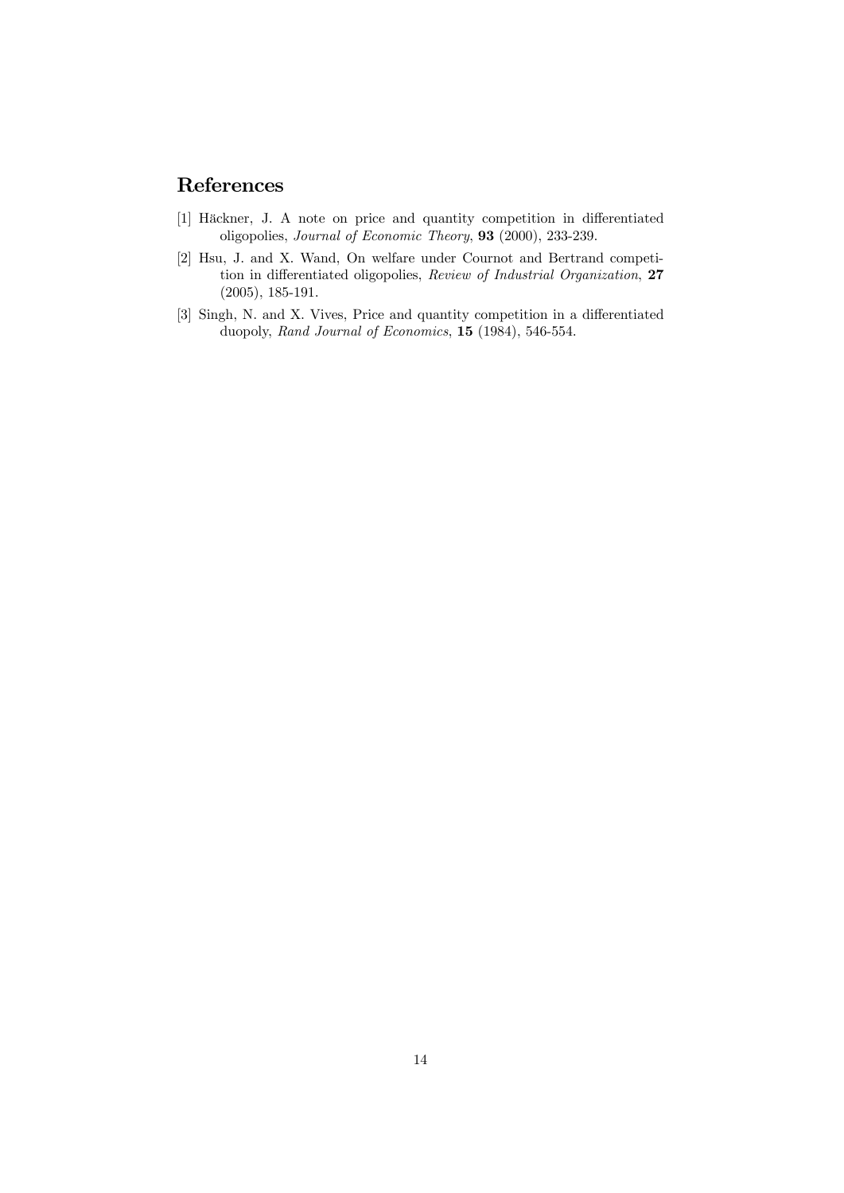## References

[1] Häckner, J. A note on price and quantity competition in differentiated oligopolies, *Journal of Economic Theory*, **93** (2000), 233-239.

[2] Hsu, J. and X. Wand, On welfare under Cournot and Bertrand competition in differentiated oligopolies, *Review of Industrial Organization*, **27** (2005), 185-191.

[3] Singh, N. and X. Vives, Price and quantity competition in a differentiated duopoly, *Rand Journal of Economics*, **15** (1984), 546-554.